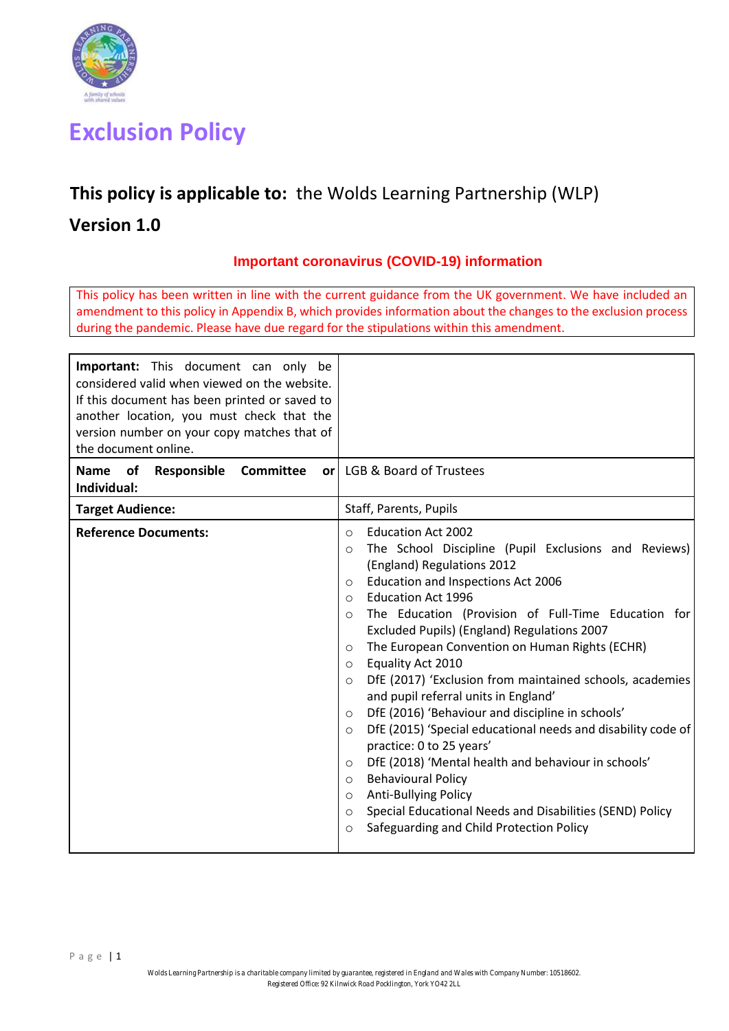# Exclusion Policy

## **This policy is applicable to:** the Wolds Learning Partnership (WLP)

## Version 1.0

**Important coronavirus (COVID-19) information**

This policy has been written in line with the current guidance from the UK government. We have included an amendment to this policy in Appendix B, which provides information about the changes to the exclusion process during the pandemic. Please have due regard for the stipulations within this amendment.

| **Important:** This document can only be considered valid when viewed on the website. If this document has been printed or saved to another location, you must check that the version number on your copy matches that of the document online. | |
|---|---|
| **Name of Responsible Committee or Individual:** | LGB & Board of Trustees |
| **Target Audience:** | Staff, Parents, Pupils |
| **Reference Documents:** | ○ Education Act 2002<br>○ The School Discipline (Pupil Exclusions and Reviews) (England) Regulations 2012<br>○ Education and Inspections Act 2006<br>○ Education Act 1996<br>○ The Education (Provision of Full-Time Education for Excluded Pupils) (England) Regulations 2007<br>○ The European Convention on Human Rights (ECHR)<br>○ Equality Act 2010<br>○ DfE (2017) 'Exclusion from maintained schools, academies and pupil referral units in England'<br>○ DfE (2016) 'Behaviour and discipline in schools'<br>○ DfE (2015) 'Special educational needs and disability code of practice: 0 to 25 years'<br>○ DfE (2018) 'Mental health and behaviour in schools'<br>○ Behavioural Policy<br>○ Anti-Bullying Policy<br>○ Special Educational Needs and Disabilities (SEND) Policy<br>○ Safeguarding and Child Protection Policy |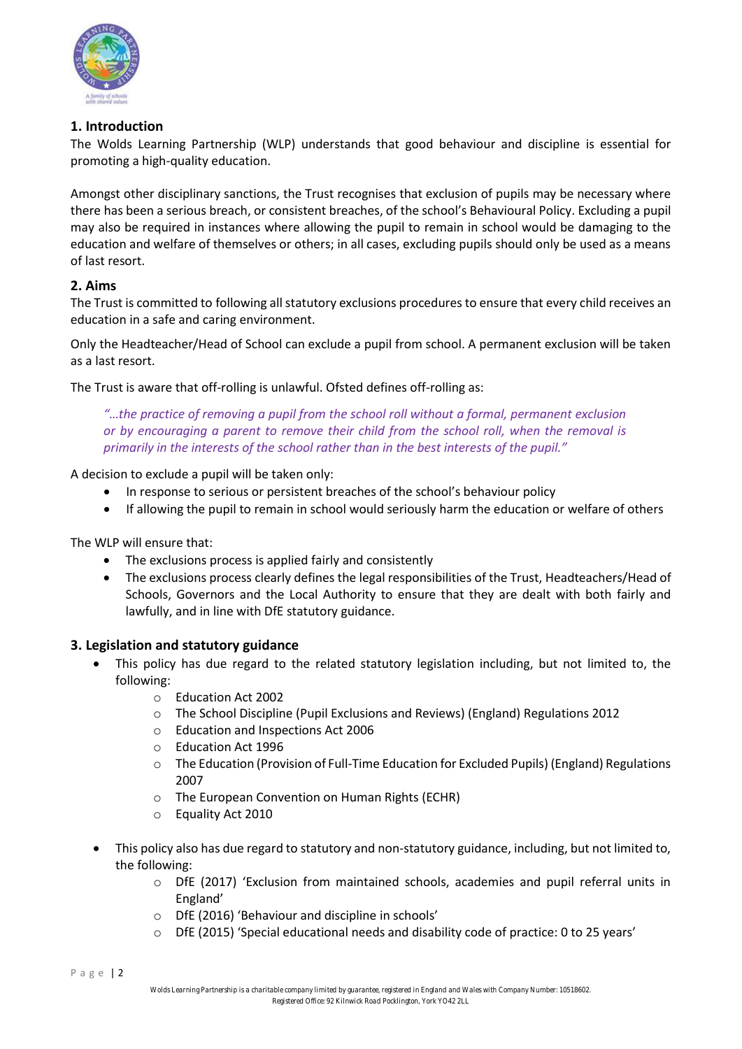## 1. Introduction

The Wolds Learning Partnership (WLP) understands that good behaviour and discipline is essential for promoting a high-quality education.

Amongst other disciplinary sanctions, the Trust recognises that exclusion of pupils may be necessary where there has been a serious breach, or consistent breaches, of the school's Behavioural Policy. Excluding a pupil may also be required in instances where allowing the pupil to remain in school would be damaging to the education and welfare of themselves or others; in all cases, excluding pupils should only be used as a means of last resort.

## 2. Aims

The Trust is committed to following all statutory exclusions procedures to ensure that every child receives an education in a safe and caring environment.

Only the Headteacher/Head of School can exclude a pupil from school. A permanent exclusion will be taken as a last resort.

The Trust is aware that off-rolling is unlawful. Ofsted defines off-rolling as:

> *"…the practice of removing a pupil from the school roll without a formal, permanent exclusion or by encouraging a parent to remove their child from the school roll, when the removal is primarily in the interests of the school rather than in the best interests of the pupil."*

A decision to exclude a pupil will be taken only:

- In response to serious or persistent breaches of the school's behaviour policy
- If allowing the pupil to remain in school would seriously harm the education or welfare of others

The WLP will ensure that:

- The exclusions process is applied fairly and consistently
- The exclusions process clearly defines the legal responsibilities of the Trust, Headteachers/Head of Schools, Governors and the Local Authority to ensure that they are dealt with both fairly and lawfully, and in line with DfE statutory guidance.

## 3. Legislation and statutory guidance

- This policy has due regard to the related statutory legislation including, but not limited to, the following:
  - Education Act 2002
  - The School Discipline (Pupil Exclusions and Reviews) (England) Regulations 2012
  - Education and Inspections Act 2006
  - Education Act 1996
  - The Education (Provision of Full-Time Education for Excluded Pupils) (England) Regulations 2007
  - The European Convention on Human Rights (ECHR)
  - Equality Act 2010

- This policy also has due regard to statutory and non-statutory guidance, including, but not limited to, the following:
  - DfE (2017) 'Exclusion from maintained schools, academies and pupil referral units in England'
  - DfE (2016) 'Behaviour and discipline in schools'
  - DfE (2015) 'Special educational needs and disability code of practice: 0 to 25 years'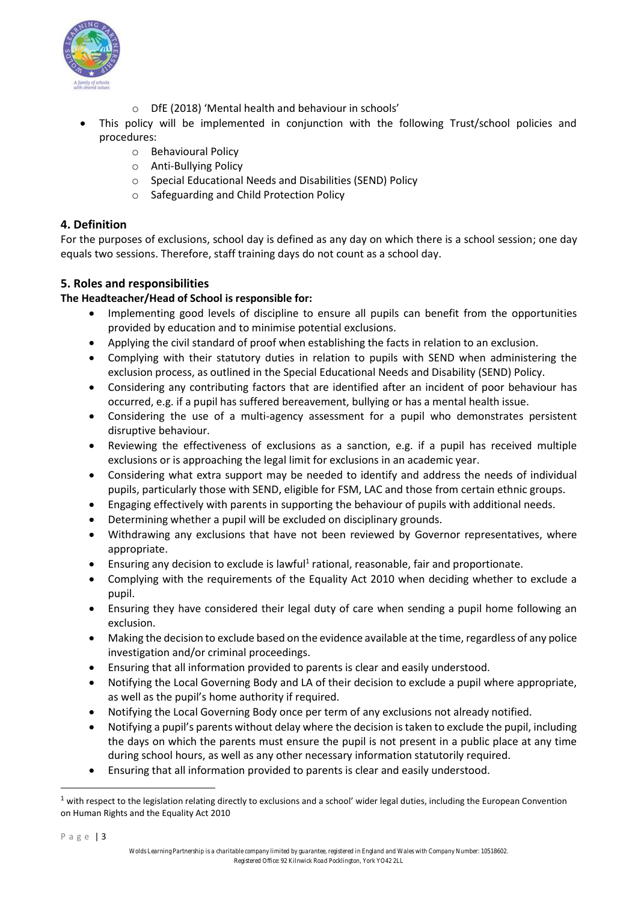- DfE (2018) 'Mental health and behaviour in schools'
- This policy will be implemented in conjunction with the following Trust/school policies and procedures:
  - Behavioural Policy
  - Anti-Bullying Policy
  - Special Educational Needs and Disabilities (SEND) Policy
  - Safeguarding and Child Protection Policy

## 4. Definition

For the purposes of exclusions, school day is defined as any day on which there is a school session; one day equals two sessions. Therefore, staff training days do not count as a school day.

## 5. Roles and responsibilities

**The Headteacher/Head of School is responsible for:**

- Implementing good levels of discipline to ensure all pupils can benefit from the opportunities provided by education and to minimise potential exclusions.
- Applying the civil standard of proof when establishing the facts in relation to an exclusion.
- Complying with their statutory duties in relation to pupils with SEND when administering the exclusion process, as outlined in the Special Educational Needs and Disability (SEND) Policy.
- Considering any contributing factors that are identified after an incident of poor behaviour has occurred, e.g. if a pupil has suffered bereavement, bullying or has a mental health issue.
- Considering the use of a multi-agency assessment for a pupil who demonstrates persistent disruptive behaviour.
- Reviewing the effectiveness of exclusions as a sanction, e.g. if a pupil has received multiple exclusions or is approaching the legal limit for exclusions in an academic year.
- Considering what extra support may be needed to identify and address the needs of individual pupils, particularly those with SEND, eligible for FSM, LAC and those from certain ethnic groups.
- Engaging effectively with parents in supporting the behaviour of pupils with additional needs.
- Determining whether a pupil will be excluded on disciplinary grounds.
- Withdrawing any exclusions that have not been reviewed by Governor representatives, where appropriate.
- Ensuring any decision to exclude is lawful[1] rational, reasonable, fair and proportionate.
- Complying with the requirements of the Equality Act 2010 when deciding whether to exclude a pupil.
- Ensuring they have considered their legal duty of care when sending a pupil home following an exclusion.
- Making the decision to exclude based on the evidence available at the time, regardless of any police investigation and/or criminal proceedings.
- Ensuring that all information provided to parents is clear and easily understood.
- Notifying the Local Governing Body and LA of their decision to exclude a pupil where appropriate, as well as the pupil's home authority if required.
- Notifying the Local Governing Body once per term of any exclusions not already notified.
- Notifying a pupil's parents without delay where the decision is taken to exclude the pupil, including the days on which the parents must ensure the pupil is not present in a public place at any time during school hours, as well as any other necessary information statutorily required.
- Ensuring that all information provided to parents is clear and easily understood.

[1] with respect to the legislation relating directly to exclusions and a school' wider legal duties, including the European Convention on Human Rights and the Equality Act 2010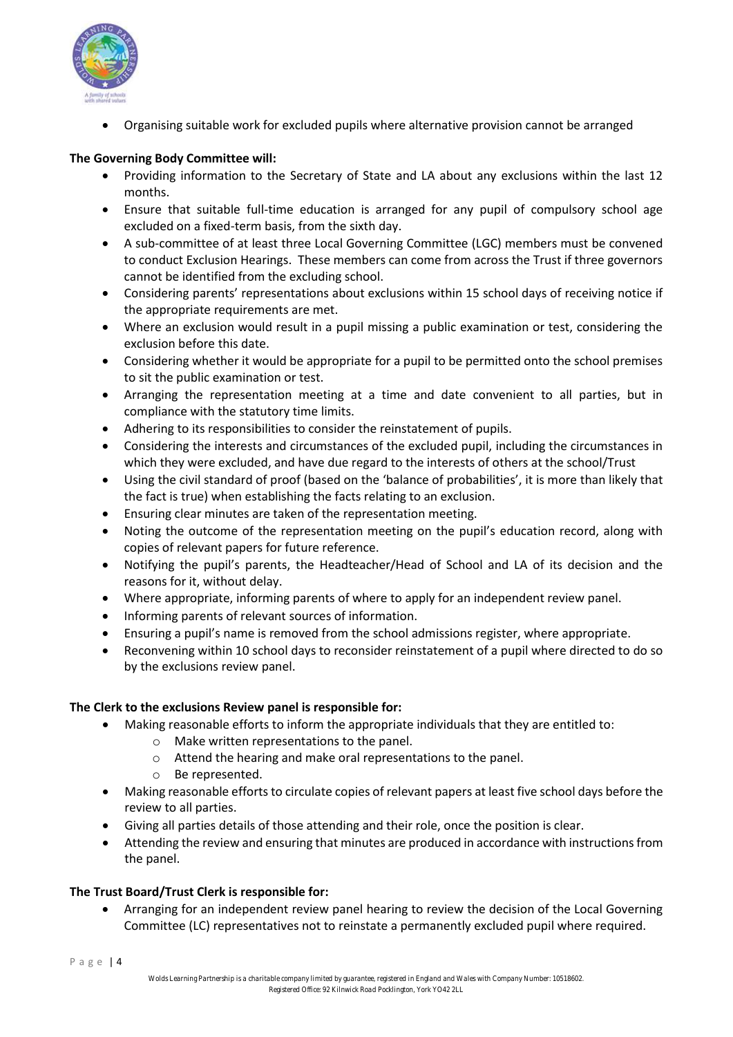- Organising suitable work for excluded pupils where alternative provision cannot be arranged

**The Governing Body Committee will:**

- Providing information to the Secretary of State and LA about any exclusions within the last 12 months.
- Ensure that suitable full-time education is arranged for any pupil of compulsory school age excluded on a fixed-term basis, from the sixth day.
- A sub-committee of at least three Local Governing Committee (LGC) members must be convened to conduct Exclusion Hearings. These members can come from across the Trust if three governors cannot be identified from the excluding school.
- Considering parents' representations about exclusions within 15 school days of receiving notice if the appropriate requirements are met.
- Where an exclusion would result in a pupil missing a public examination or test, considering the exclusion before this date.
- Considering whether it would be appropriate for a pupil to be permitted onto the school premises to sit the public examination or test.
- Arranging the representation meeting at a time and date convenient to all parties, but in compliance with the statutory time limits.
- Adhering to its responsibilities to consider the reinstatement of pupils.
- Considering the interests and circumstances of the excluded pupil, including the circumstances in which they were excluded, and have due regard to the interests of others at the school/Trust
- Using the civil standard of proof (based on the 'balance of probabilities', it is more than likely that the fact is true) when establishing the facts relating to an exclusion.
- Ensuring clear minutes are taken of the representation meeting.
- Noting the outcome of the representation meeting on the pupil's education record, along with copies of relevant papers for future reference.
- Notifying the pupil's parents, the Headteacher/Head of School and LA of its decision and the reasons for it, without delay.
- Where appropriate, informing parents of where to apply for an independent review panel.
- Informing parents of relevant sources of information.
- Ensuring a pupil's name is removed from the school admissions register, where appropriate.
- Reconvening within 10 school days to reconsider reinstatement of a pupil where directed to do so by the exclusions review panel.

**The Clerk to the exclusions Review panel is responsible for:**

- Making reasonable efforts to inform the appropriate individuals that they are entitled to:
  - Make written representations to the panel.
  - Attend the hearing and make oral representations to the panel.
  - Be represented.
- Making reasonable efforts to circulate copies of relevant papers at least five school days before the review to all parties.
- Giving all parties details of those attending and their role, once the position is clear.
- Attending the review and ensuring that minutes are produced in accordance with instructions from the panel.

**The Trust Board/Trust Clerk is responsible for:**

- Arranging for an independent review panel hearing to review the decision of the Local Governing Committee (LC) representatives not to reinstate a permanently excluded pupil where required.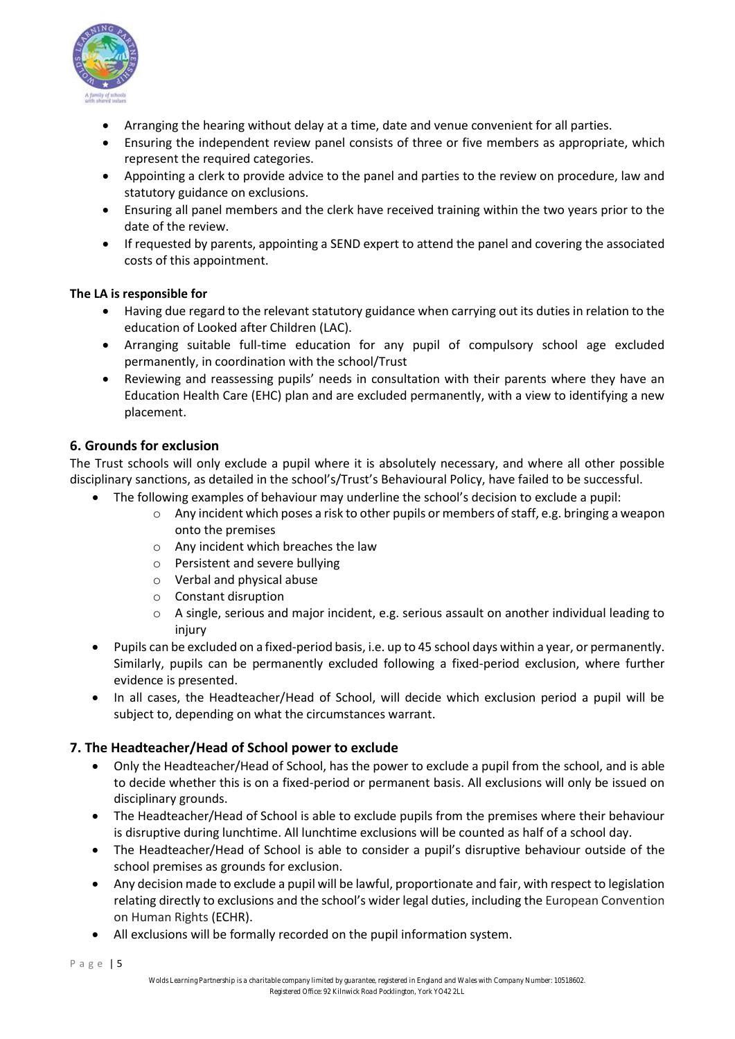- Arranging the hearing without delay at a time, date and venue convenient for all parties.
- Ensuring the independent review panel consists of three or five members as appropriate, which represent the required categories.
- Appointing a clerk to provide advice to the panel and parties to the review on procedure, law and statutory guidance on exclusions.
- Ensuring all panel members and the clerk have received training within the two years prior to the date of the review.
- If requested by parents, appointing a SEND expert to attend the panel and covering the associated costs of this appointment.

**The LA is responsible for**

- Having due regard to the relevant statutory guidance when carrying out its duties in relation to the education of Looked after Children (LAC).
- Arranging suitable full-time education for any pupil of compulsory school age excluded permanently, in coordination with the school/Trust
- Reviewing and reassessing pupils' needs in consultation with their parents where they have an Education Health Care (EHC) plan and are excluded permanently, with a view to identifying a new placement.

## 6. Grounds for exclusion

The Trust schools will only exclude a pupil where it is absolutely necessary, and where all other possible disciplinary sanctions, as detailed in the school's/Trust's Behavioural Policy, have failed to be successful.

- The following examples of behaviour may underline the school's decision to exclude a pupil:
  - Any incident which poses a risk to other pupils or members of staff, e.g. bringing a weapon onto the premises
  - Any incident which breaches the law
  - Persistent and severe bullying
  - Verbal and physical abuse
  - Constant disruption
  - A single, serious and major incident, e.g. serious assault on another individual leading to injury
- Pupils can be excluded on a fixed-period basis, i.e. up to 45 school days within a year, or permanently. Similarly, pupils can be permanently excluded following a fixed-period exclusion, where further evidence is presented.
- In all cases, the Headteacher/Head of School, will decide which exclusion period a pupil will be subject to, depending on what the circumstances warrant.

## 7. The Headteacher/Head of School power to exclude

- Only the Headteacher/Head of School, has the power to exclude a pupil from the school, and is able to decide whether this is on a fixed-period or permanent basis. All exclusions will only be issued on disciplinary grounds.
- The Headteacher/Head of School is able to exclude pupils from the premises where their behaviour is disruptive during lunchtime. All lunchtime exclusions will be counted as half of a school day.
- The Headteacher/Head of School is able to consider a pupil's disruptive behaviour outside of the school premises as grounds for exclusion.
- Any decision made to exclude a pupil will be lawful, proportionate and fair, with respect to legislation relating directly to exclusions and the school's wider legal duties, including the European Convention on Human Rights (ECHR).
- All exclusions will be formally recorded on the pupil information system.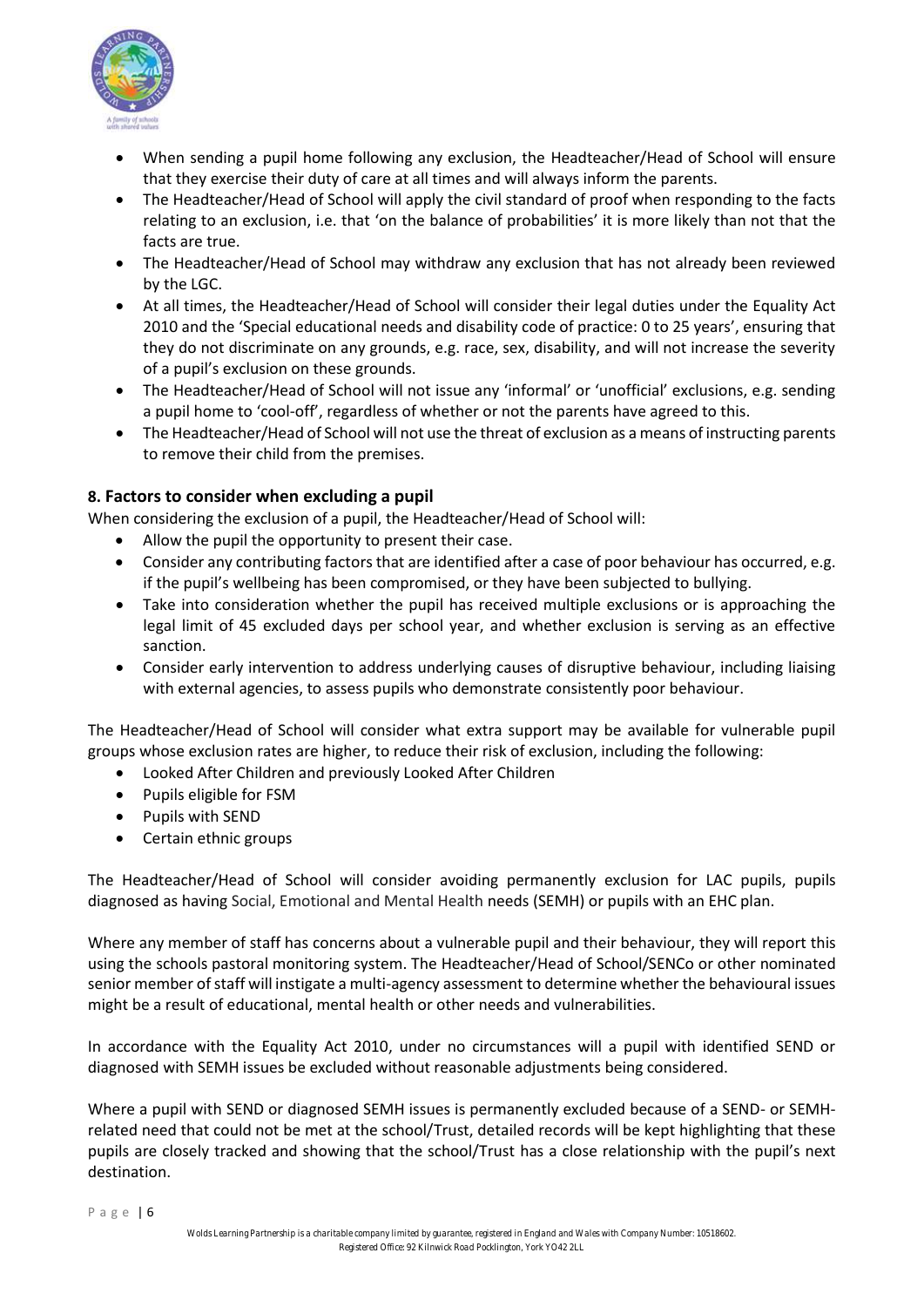- When sending a pupil home following any exclusion, the Headteacher/Head of School will ensure that they exercise their duty of care at all times and will always inform the parents.
- The Headteacher/Head of School will apply the civil standard of proof when responding to the facts relating to an exclusion, i.e. that 'on the balance of probabilities' it is more likely than not that the facts are true.
- The Headteacher/Head of School may withdraw any exclusion that has not already been reviewed by the LGC.
- At all times, the Headteacher/Head of School will consider their legal duties under the Equality Act 2010 and the 'Special educational needs and disability code of practice: 0 to 25 years', ensuring that they do not discriminate on any grounds, e.g. race, sex, disability, and will not increase the severity of a pupil's exclusion on these grounds.
- The Headteacher/Head of School will not issue any 'informal' or 'unofficial' exclusions, e.g. sending a pupil home to 'cool-off', regardless of whether or not the parents have agreed to this.
- The Headteacher/Head of School will not use the threat of exclusion as a means of instructing parents to remove their child from the premises.

## 8. Factors to consider when excluding a pupil

When considering the exclusion of a pupil, the Headteacher/Head of School will:

- Allow the pupil the opportunity to present their case.
- Consider any contributing factors that are identified after a case of poor behaviour has occurred, e.g. if the pupil's wellbeing has been compromised, or they have been subjected to bullying.
- Take into consideration whether the pupil has received multiple exclusions or is approaching the legal limit of 45 excluded days per school year, and whether exclusion is serving as an effective sanction.
- Consider early intervention to address underlying causes of disruptive behaviour, including liaising with external agencies, to assess pupils who demonstrate consistently poor behaviour.

The Headteacher/Head of School will consider what extra support may be available for vulnerable pupil groups whose exclusion rates are higher, to reduce their risk of exclusion, including the following:

- Looked After Children and previously Looked After Children
- Pupils eligible for FSM
- Pupils with SEND
- Certain ethnic groups

The Headteacher/Head of School will consider avoiding permanently exclusion for LAC pupils, pupils diagnosed as having Social, Emotional and Mental Health needs (SEMH) or pupils with an EHC plan.

Where any member of staff has concerns about a vulnerable pupil and their behaviour, they will report this using the schools pastoral monitoring system. The Headteacher/Head of School/SENCo or other nominated senior member of staff will instigate a multi-agency assessment to determine whether the behavioural issues might be a result of educational, mental health or other needs and vulnerabilities.

In accordance with the Equality Act 2010, under no circumstances will a pupil with identified SEND or diagnosed with SEMH issues be excluded without reasonable adjustments being considered.

Where a pupil with SEND or diagnosed SEMH issues is permanently excluded because of a SEND- or SEMH-related need that could not be met at the school/Trust, detailed records will be kept highlighting that these pupils are closely tracked and showing that the school/Trust has a close relationship with the pupil's next destination.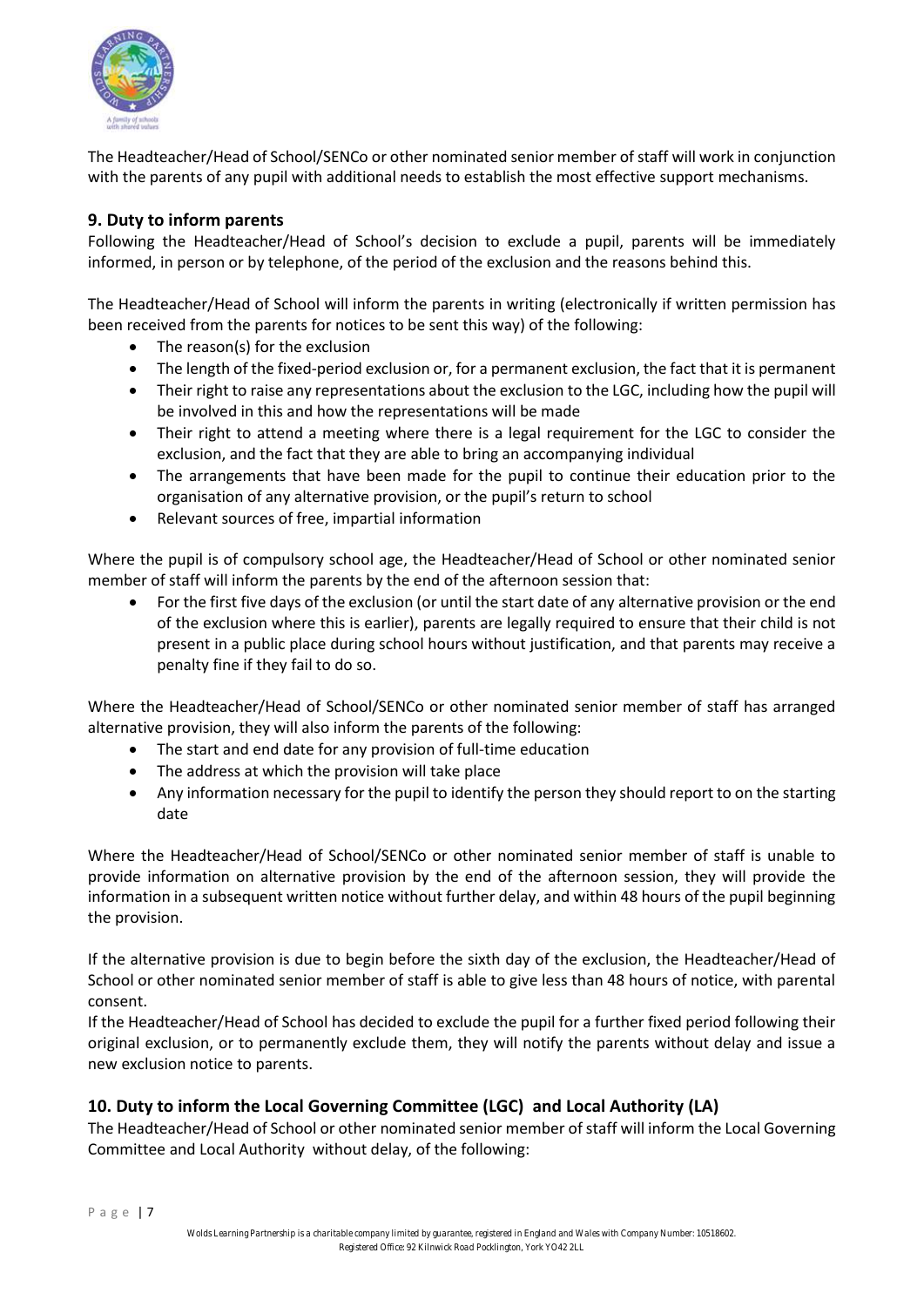The Headteacher/Head of School/SENCo or other nominated senior member of staff will work in conjunction with the parents of any pupil with additional needs to establish the most effective support mechanisms.

## 9. Duty to inform parents

Following the Headteacher/Head of School's decision to exclude a pupil, parents will be immediately informed, in person or by telephone, of the period of the exclusion and the reasons behind this.

The Headteacher/Head of School will inform the parents in writing (electronically if written permission has been received from the parents for notices to be sent this way) of the following:

- The reason(s) for the exclusion
- The length of the fixed-period exclusion or, for a permanent exclusion, the fact that it is permanent
- Their right to raise any representations about the exclusion to the LGC, including how the pupil will be involved in this and how the representations will be made
- Their right to attend a meeting where there is a legal requirement for the LGC to consider the exclusion, and the fact that they are able to bring an accompanying individual
- The arrangements that have been made for the pupil to continue their education prior to the organisation of any alternative provision, or the pupil's return to school
- Relevant sources of free, impartial information

Where the pupil is of compulsory school age, the Headteacher/Head of School or other nominated senior member of staff will inform the parents by the end of the afternoon session that:

- For the first five days of the exclusion (or until the start date of any alternative provision or the end of the exclusion where this is earlier), parents are legally required to ensure that their child is not present in a public place during school hours without justification, and that parents may receive a penalty fine if they fail to do so.

Where the Headteacher/Head of School/SENCo or other nominated senior member of staff has arranged alternative provision, they will also inform the parents of the following:

- The start and end date for any provision of full-time education
- The address at which the provision will take place
- Any information necessary for the pupil to identify the person they should report to on the starting date

Where the Headteacher/Head of School/SENCo or other nominated senior member of staff is unable to provide information on alternative provision by the end of the afternoon session, they will provide the information in a subsequent written notice without further delay, and within 48 hours of the pupil beginning the provision.

If the alternative provision is due to begin before the sixth day of the exclusion, the Headteacher/Head of School or other nominated senior member of staff is able to give less than 48 hours of notice, with parental consent.

If the Headteacher/Head of School has decided to exclude the pupil for a further fixed period following their original exclusion, or to permanently exclude them, they will notify the parents without delay and issue a new exclusion notice to parents.

## 10. Duty to inform the Local Governing Committee (LGC) and Local Authority (LA)

The Headteacher/Head of School or other nominated senior member of staff will inform the Local Governing Committee and Local Authority without delay, of the following: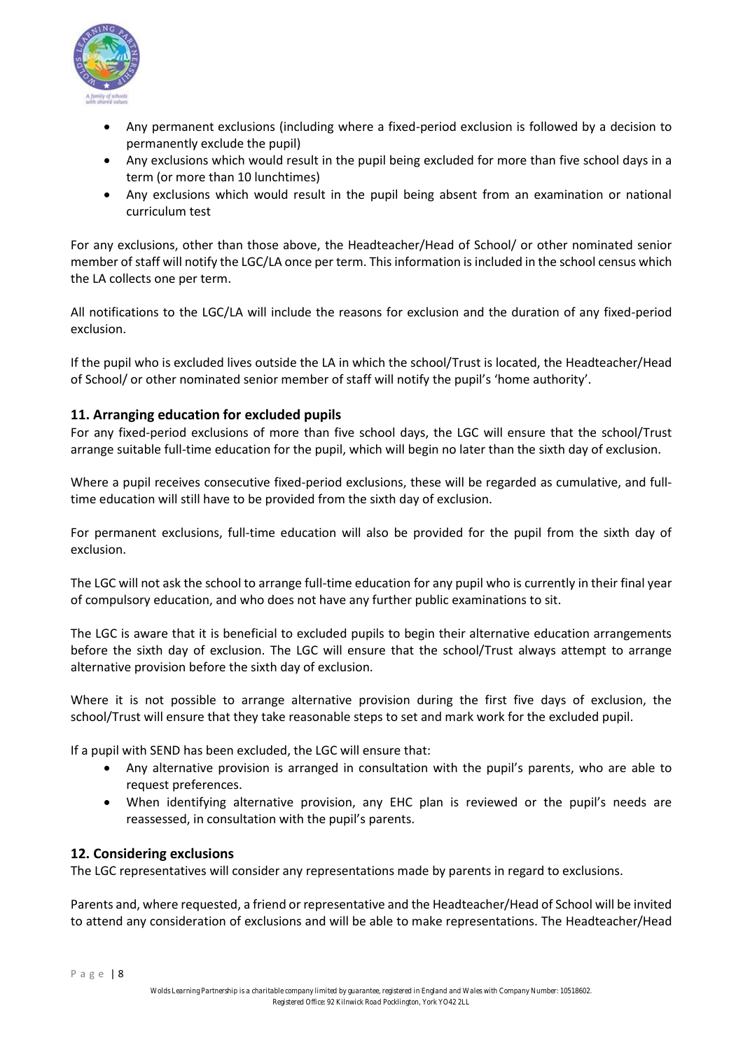- Any permanent exclusions (including where a fixed-period exclusion is followed by a decision to permanently exclude the pupil)
- Any exclusions which would result in the pupil being excluded for more than five school days in a term (or more than 10 lunchtimes)
- Any exclusions which would result in the pupil being absent from an examination or national curriculum test

For any exclusions, other than those above, the Headteacher/Head of School/ or other nominated senior member of staff will notify the LGC/LA once per term. This information is included in the school census which the LA collects one per term.

All notifications to the LGC/LA will include the reasons for exclusion and the duration of any fixed-period exclusion.

If the pupil who is excluded lives outside the LA in which the school/Trust is located, the Headteacher/Head of School/ or other nominated senior member of staff will notify the pupil's 'home authority'.

## 11. Arranging education for excluded pupils

For any fixed-period exclusions of more than five school days, the LGC will ensure that the school/Trust arrange suitable full-time education for the pupil, which will begin no later than the sixth day of exclusion.

Where a pupil receives consecutive fixed-period exclusions, these will be regarded as cumulative, and full-time education will still have to be provided from the sixth day of exclusion.

For permanent exclusions, full-time education will also be provided for the pupil from the sixth day of exclusion.

The LGC will not ask the school to arrange full-time education for any pupil who is currently in their final year of compulsory education, and who does not have any further public examinations to sit.

The LGC is aware that it is beneficial to excluded pupils to begin their alternative education arrangements before the sixth day of exclusion. The LGC will ensure that the school/Trust always attempt to arrange alternative provision before the sixth day of exclusion.

Where it is not possible to arrange alternative provision during the first five days of exclusion, the school/Trust will ensure that they take reasonable steps to set and mark work for the excluded pupil.

If a pupil with SEND has been excluded, the LGC will ensure that:

- Any alternative provision is arranged in consultation with the pupil's parents, who are able to request preferences.
- When identifying alternative provision, any EHC plan is reviewed or the pupil's needs are reassessed, in consultation with the pupil's parents.

## 12. Considering exclusions

The LGC representatives will consider any representations made by parents in regard to exclusions.

Parents and, where requested, a friend or representative and the Headteacher/Head of School will be invited to attend any consideration of exclusions and will be able to make representations. The Headteacher/Head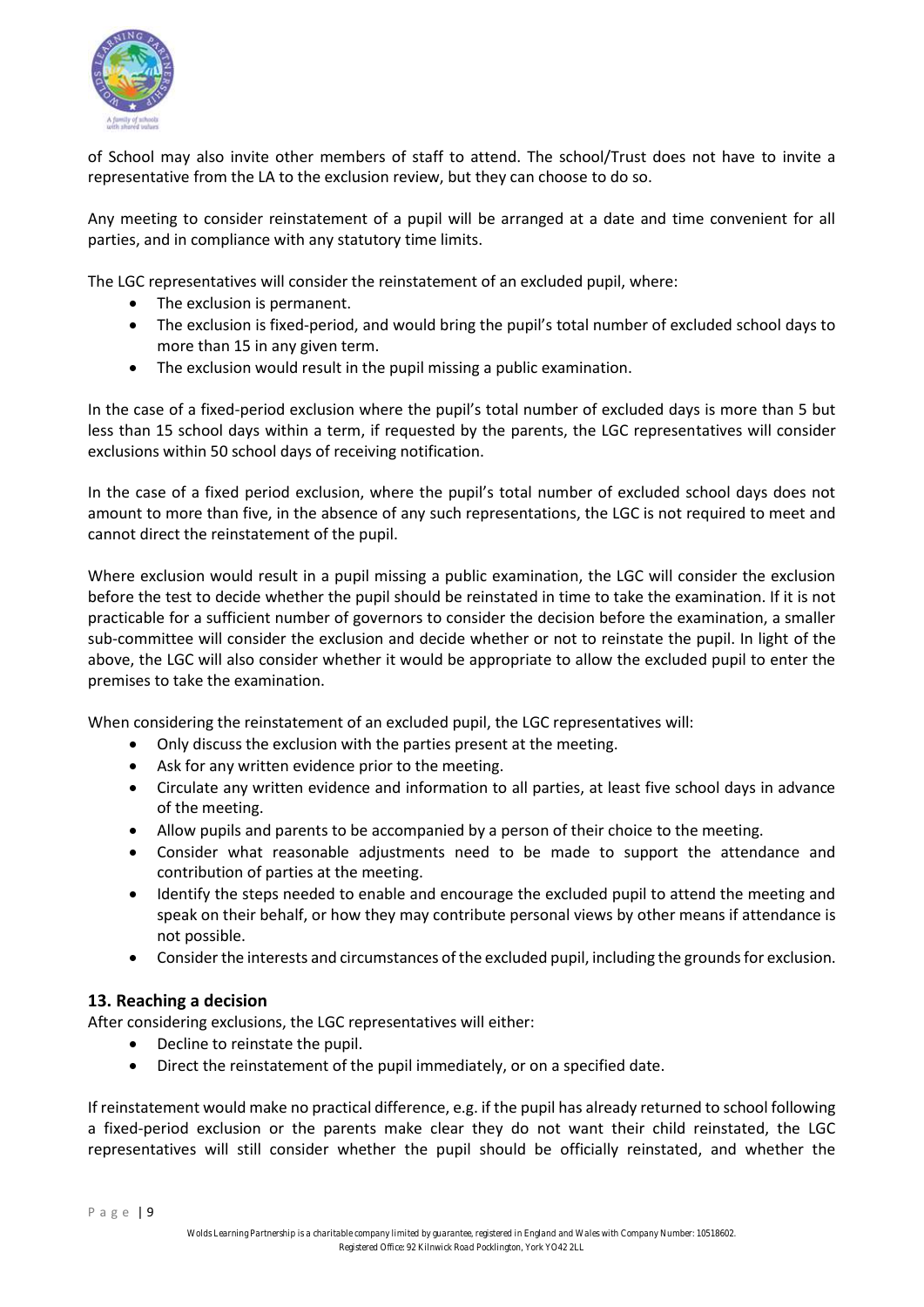of School may also invite other members of staff to attend. The school/Trust does not have to invite a representative from the LA to the exclusion review, but they can choose to do so.

Any meeting to consider reinstatement of a pupil will be arranged at a date and time convenient for all parties, and in compliance with any statutory time limits.

The LGC representatives will consider the reinstatement of an excluded pupil, where:

- The exclusion is permanent.
- The exclusion is fixed-period, and would bring the pupil's total number of excluded school days to more than 15 in any given term.
- The exclusion would result in the pupil missing a public examination.

In the case of a fixed-period exclusion where the pupil's total number of excluded days is more than 5 but less than 15 school days within a term, if requested by the parents, the LGC representatives will consider exclusions within 50 school days of receiving notification.

In the case of a fixed period exclusion, where the pupil's total number of excluded school days does not amount to more than five, in the absence of any such representations, the LGC is not required to meet and cannot direct the reinstatement of the pupil.

Where exclusion would result in a pupil missing a public examination, the LGC will consider the exclusion before the test to decide whether the pupil should be reinstated in time to take the examination. If it is not practicable for a sufficient number of governors to consider the decision before the examination, a smaller sub-committee will consider the exclusion and decide whether or not to reinstate the pupil. In light of the above, the LGC will also consider whether it would be appropriate to allow the excluded pupil to enter the premises to take the examination.

When considering the reinstatement of an excluded pupil, the LGC representatives will:

- Only discuss the exclusion with the parties present at the meeting.
- Ask for any written evidence prior to the meeting.
- Circulate any written evidence and information to all parties, at least five school days in advance of the meeting.
- Allow pupils and parents to be accompanied by a person of their choice to the meeting.
- Consider what reasonable adjustments need to be made to support the attendance and contribution of parties at the meeting.
- Identify the steps needed to enable and encourage the excluded pupil to attend the meeting and speak on their behalf, or how they may contribute personal views by other means if attendance is not possible.
- Consider the interests and circumstances of the excluded pupil, including the grounds for exclusion.

## 13. Reaching a decision

After considering exclusions, the LGC representatives will either:

- Decline to reinstate the pupil.
- Direct the reinstatement of the pupil immediately, or on a specified date.

If reinstatement would make no practical difference, e.g. if the pupil has already returned to school following a fixed-period exclusion or the parents make clear they do not want their child reinstated, the LGC representatives will still consider whether the pupil should be officially reinstated, and whether the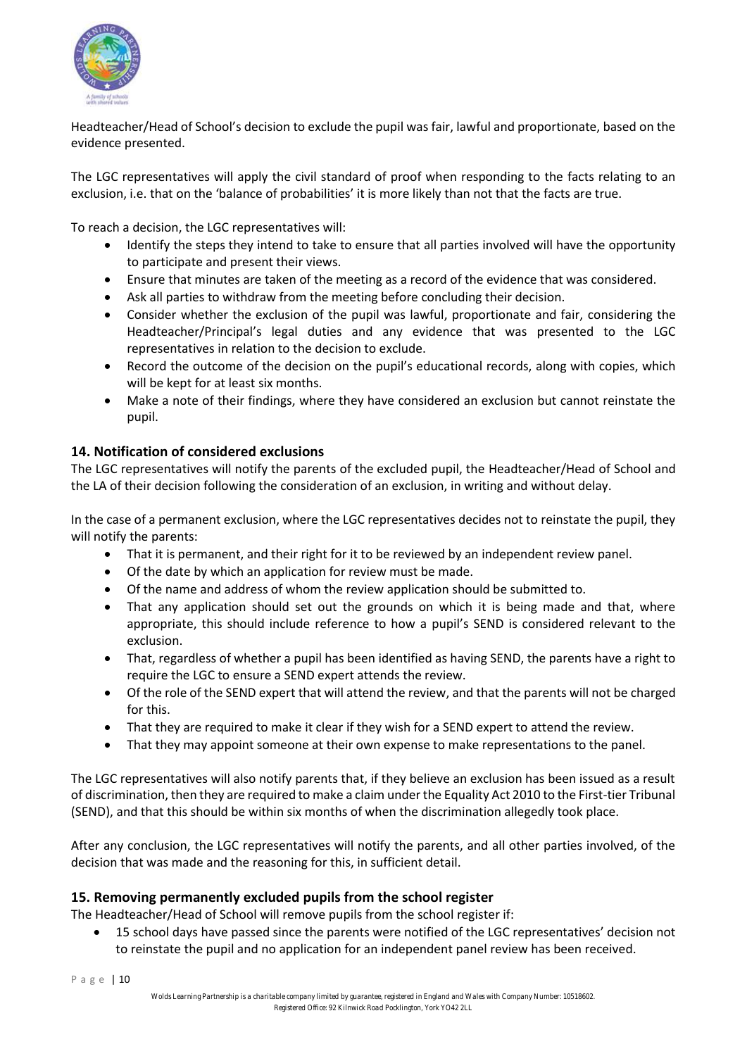Headteacher/Head of School's decision to exclude the pupil was fair, lawful and proportionate, based on the evidence presented.

The LGC representatives will apply the civil standard of proof when responding to the facts relating to an exclusion, i.e. that on the 'balance of probabilities' it is more likely than not that the facts are true.

To reach a decision, the LGC representatives will:

- Identify the steps they intend to take to ensure that all parties involved will have the opportunity to participate and present their views.
- Ensure that minutes are taken of the meeting as a record of the evidence that was considered.
- Ask all parties to withdraw from the meeting before concluding their decision.
- Consider whether the exclusion of the pupil was lawful, proportionate and fair, considering the Headteacher/Principal's legal duties and any evidence that was presented to the LGC representatives in relation to the decision to exclude.
- Record the outcome of the decision on the pupil's educational records, along with copies, which will be kept for at least six months.
- Make a note of their findings, where they have considered an exclusion but cannot reinstate the pupil.

## 14. Notification of considered exclusions

The LGC representatives will notify the parents of the excluded pupil, the Headteacher/Head of School and the LA of their decision following the consideration of an exclusion, in writing and without delay.

In the case of a permanent exclusion, where the LGC representatives decides not to reinstate the pupil, they will notify the parents:

- That it is permanent, and their right for it to be reviewed by an independent review panel.
- Of the date by which an application for review must be made.
- Of the name and address of whom the review application should be submitted to.
- That any application should set out the grounds on which it is being made and that, where appropriate, this should include reference to how a pupil's SEND is considered relevant to the exclusion.
- That, regardless of whether a pupil has been identified as having SEND, the parents have a right to require the LGC to ensure a SEND expert attends the review.
- Of the role of the SEND expert that will attend the review, and that the parents will not be charged for this.
- That they are required to make it clear if they wish for a SEND expert to attend the review.
- That they may appoint someone at their own expense to make representations to the panel.

The LGC representatives will also notify parents that, if they believe an exclusion has been issued as a result of discrimination, then they are required to make a claim under the Equality Act 2010 to the First-tier Tribunal (SEND), and that this should be within six months of when the discrimination allegedly took place.

After any conclusion, the LGC representatives will notify the parents, and all other parties involved, of the decision that was made and the reasoning for this, in sufficient detail.

## 15. Removing permanently excluded pupils from the school register

The Headteacher/Head of School will remove pupils from the school register if:

- 15 school days have passed since the parents were notified of the LGC representatives' decision not to reinstate the pupil and no application for an independent panel review has been received.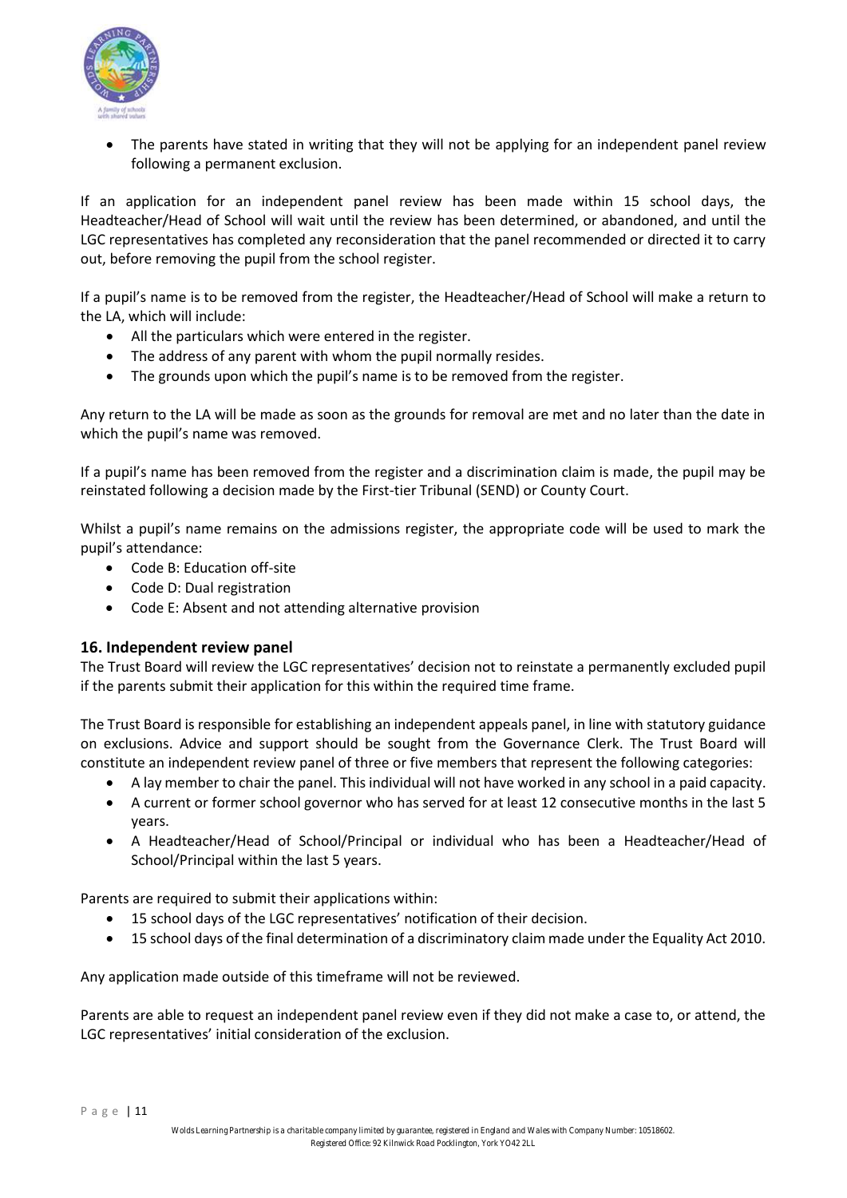- The parents have stated in writing that they will not be applying for an independent panel review following a permanent exclusion.

If an application for an independent panel review has been made within 15 school days, the Headteacher/Head of School will wait until the review has been determined, or abandoned, and until the LGC representatives has completed any reconsideration that the panel recommended or directed it to carry out, before removing the pupil from the school register.

If a pupil's name is to be removed from the register, the Headteacher/Head of School will make a return to the LA, which will include:

- All the particulars which were entered in the register.
- The address of any parent with whom the pupil normally resides.
- The grounds upon which the pupil's name is to be removed from the register.

Any return to the LA will be made as soon as the grounds for removal are met and no later than the date in which the pupil's name was removed.

If a pupil's name has been removed from the register and a discrimination claim is made, the pupil may be reinstated following a decision made by the First-tier Tribunal (SEND) or County Court.

Whilst a pupil's name remains on the admissions register, the appropriate code will be used to mark the pupil's attendance:

- Code B: Education off-site
- Code D: Dual registration
- Code E: Absent and not attending alternative provision

## 16. Independent review panel

The Trust Board will review the LGC representatives' decision not to reinstate a permanently excluded pupil if the parents submit their application for this within the required time frame.

The Trust Board is responsible for establishing an independent appeals panel, in line with statutory guidance on exclusions. Advice and support should be sought from the Governance Clerk. The Trust Board will constitute an independent review panel of three or five members that represent the following categories:

- A lay member to chair the panel. This individual will not have worked in any school in a paid capacity.
- A current or former school governor who has served for at least 12 consecutive months in the last 5 years.
- A Headteacher/Head of School/Principal or individual who has been a Headteacher/Head of School/Principal within the last 5 years.

Parents are required to submit their applications within:

- 15 school days of the LGC representatives' notification of their decision.
- 15 school days of the final determination of a discriminatory claim made under the Equality Act 2010.

Any application made outside of this timeframe will not be reviewed.

Parents are able to request an independent panel review even if they did not make a case to, or attend, the LGC representatives' initial consideration of the exclusion.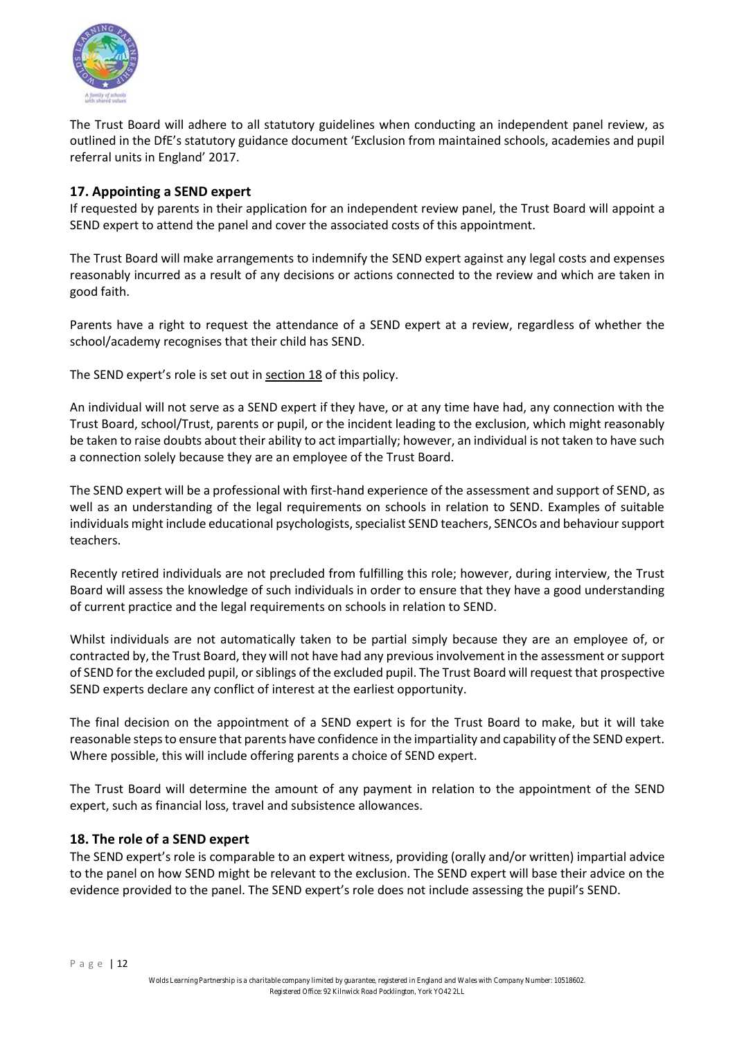The Trust Board will adhere to all statutory guidelines when conducting an independent panel review, as outlined in the DfE's statutory guidance document 'Exclusion from maintained schools, academies and pupil referral units in England' 2017.

## 17. Appointing a SEND expert

If requested by parents in their application for an independent review panel, the Trust Board will appoint a SEND expert to attend the panel and cover the associated costs of this appointment.

The Trust Board will make arrangements to indemnify the SEND expert against any legal costs and expenses reasonably incurred as a result of any decisions or actions connected to the review and which are taken in good faith.

Parents have a right to request the attendance of a SEND expert at a review, regardless of whether the school/academy recognises that their child has SEND.

The SEND expert's role is set out in section 18 of this policy.

An individual will not serve as a SEND expert if they have, or at any time have had, any connection with the Trust Board, school/Trust, parents or pupil, or the incident leading to the exclusion, which might reasonably be taken to raise doubts about their ability to act impartially; however, an individual is not taken to have such a connection solely because they are an employee of the Trust Board.

The SEND expert will be a professional with first-hand experience of the assessment and support of SEND, as well as an understanding of the legal requirements on schools in relation to SEND. Examples of suitable individuals might include educational psychologists, specialist SEND teachers, SENCOs and behaviour support teachers.

Recently retired individuals are not precluded from fulfilling this role; however, during interview, the Trust Board will assess the knowledge of such individuals in order to ensure that they have a good understanding of current practice and the legal requirements on schools in relation to SEND.

Whilst individuals are not automatically taken to be partial simply because they are an employee of, or contracted by, the Trust Board, they will not have had any previous involvement in the assessment or support of SEND for the excluded pupil, or siblings of the excluded pupil. The Trust Board will request that prospective SEND experts declare any conflict of interest at the earliest opportunity.

The final decision on the appointment of a SEND expert is for the Trust Board to make, but it will take reasonable steps to ensure that parents have confidence in the impartiality and capability of the SEND expert. Where possible, this will include offering parents a choice of SEND expert.

The Trust Board will determine the amount of any payment in relation to the appointment of the SEND expert, such as financial loss, travel and subsistence allowances.

## 18. The role of a SEND expert

The SEND expert's role is comparable to an expert witness, providing (orally and/or written) impartial advice to the panel on how SEND might be relevant to the exclusion. The SEND expert will base their advice on the evidence provided to the panel. The SEND expert's role does not include assessing the pupil's SEND.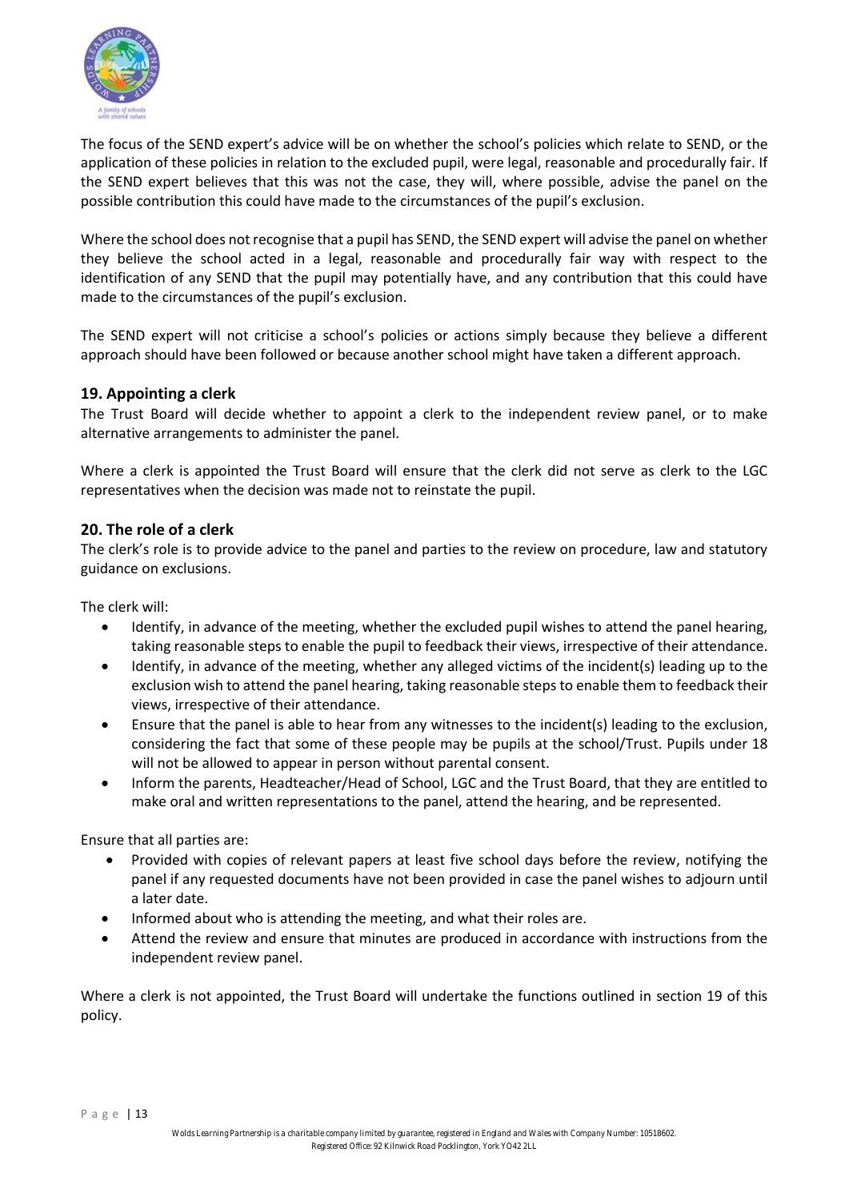The focus of the SEND expert's advice will be on whether the school's policies which relate to SEND, or the application of these policies in relation to the excluded pupil, were legal, reasonable and procedurally fair. If the SEND expert believes that this was not the case, they will, where possible, advise the panel on the possible contribution this could have made to the circumstances of the pupil's exclusion.

Where the school does not recognise that a pupil has SEND, the SEND expert will advise the panel on whether they believe the school acted in a legal, reasonable and procedurally fair way with respect to the identification of any SEND that the pupil may potentially have, and any contribution that this could have made to the circumstances of the pupil's exclusion.

The SEND expert will not criticise a school's policies or actions simply because they believe a different approach should have been followed or because another school might have taken a different approach.

## 19. Appointing a clerk

The Trust Board will decide whether to appoint a clerk to the independent review panel, or to make alternative arrangements to administer the panel.

Where a clerk is appointed the Trust Board will ensure that the clerk did not serve as clerk to the LGC representatives when the decision was made not to reinstate the pupil.

## 20. The role of a clerk

The clerk's role is to provide advice to the panel and parties to the review on procedure, law and statutory guidance on exclusions.

The clerk will:

- Identify, in advance of the meeting, whether the excluded pupil wishes to attend the panel hearing, taking reasonable steps to enable the pupil to feedback their views, irrespective of their attendance.
- Identify, in advance of the meeting, whether any alleged victims of the incident(s) leading up to the exclusion wish to attend the panel hearing, taking reasonable steps to enable them to feedback their views, irrespective of their attendance.
- Ensure that the panel is able to hear from any witnesses to the incident(s) leading to the exclusion, considering the fact that some of these people may be pupils at the school/Trust. Pupils under 18 will not be allowed to appear in person without parental consent.
- Inform the parents, Headteacher/Head of School, LGC and the Trust Board, that they are entitled to make oral and written representations to the panel, attend the hearing, and be represented.

Ensure that all parties are:

- Provided with copies of relevant papers at least five school days before the review, notifying the panel if any requested documents have not been provided in case the panel wishes to adjourn until a later date.
- Informed about who is attending the meeting, and what their roles are.
- Attend the review and ensure that minutes are produced in accordance with instructions from the independent review panel.

Where a clerk is not appointed, the Trust Board will undertake the functions outlined in section 19 of this policy.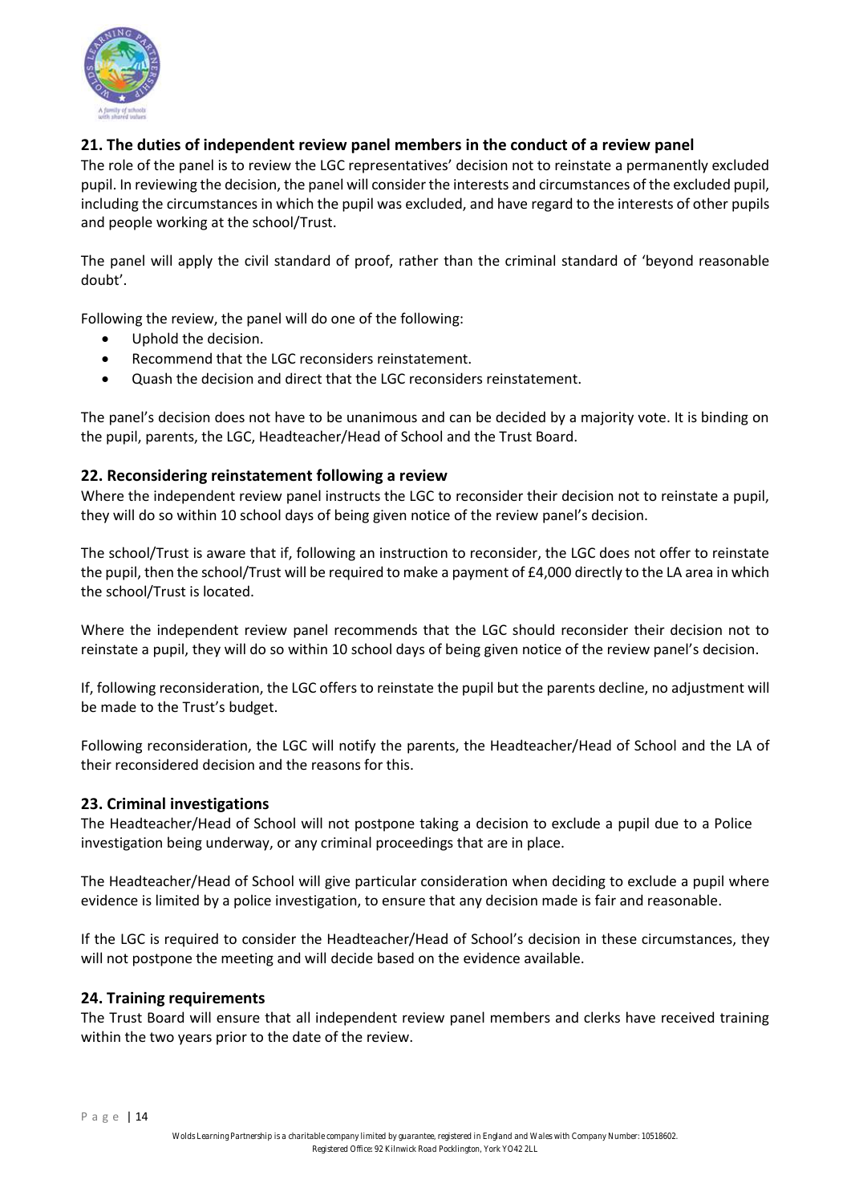## 21. The duties of independent review panel members in the conduct of a review panel

The role of the panel is to review the LGC representatives' decision not to reinstate a permanently excluded pupil. In reviewing the decision, the panel will consider the interests and circumstances of the excluded pupil, including the circumstances in which the pupil was excluded, and have regard to the interests of other pupils and people working at the school/Trust.

The panel will apply the civil standard of proof, rather than the criminal standard of 'beyond reasonable doubt'.

Following the review, the panel will do one of the following:

- Uphold the decision.
- Recommend that the LGC reconsiders reinstatement.
- Quash the decision and direct that the LGC reconsiders reinstatement.

The panel's decision does not have to be unanimous and can be decided by a majority vote. It is binding on the pupil, parents, the LGC, Headteacher/Head of School and the Trust Board.

## 22. Reconsidering reinstatement following a review

Where the independent review panel instructs the LGC to reconsider their decision not to reinstate a pupil, they will do so within 10 school days of being given notice of the review panel's decision.

The school/Trust is aware that if, following an instruction to reconsider, the LGC does not offer to reinstate the pupil, then the school/Trust will be required to make a payment of £4,000 directly to the LA area in which the school/Trust is located.

Where the independent review panel recommends that the LGC should reconsider their decision not to reinstate a pupil, they will do so within 10 school days of being given notice of the review panel's decision.

If, following reconsideration, the LGC offers to reinstate the pupil but the parents decline, no adjustment will be made to the Trust's budget.

Following reconsideration, the LGC will notify the parents, the Headteacher/Head of School and the LA of their reconsidered decision and the reasons for this.

## 23. Criminal investigations

The Headteacher/Head of School will not postpone taking a decision to exclude a pupil due to a Police investigation being underway, or any criminal proceedings that are in place.

The Headteacher/Head of School will give particular consideration when deciding to exclude a pupil where evidence is limited by a police investigation, to ensure that any decision made is fair and reasonable.

If the LGC is required to consider the Headteacher/Head of School's decision in these circumstances, they will not postpone the meeting and will decide based on the evidence available.

## 24. Training requirements

The Trust Board will ensure that all independent review panel members and clerks have received training within the two years prior to the date of the review.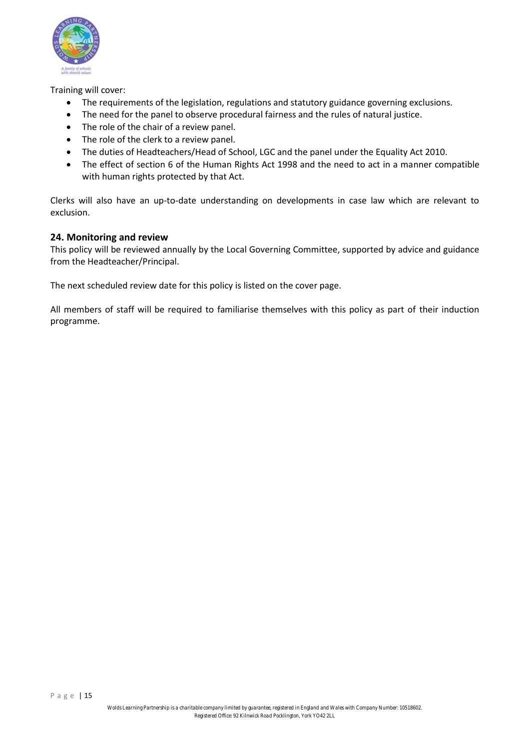Training will cover:

- The requirements of the legislation, regulations and statutory guidance governing exclusions.
- The need for the panel to observe procedural fairness and the rules of natural justice.
- The role of the chair of a review panel.
- The role of the clerk to a review panel.
- The duties of Headteachers/Head of School, LGC and the panel under the Equality Act 2010.
- The effect of section 6 of the Human Rights Act 1998 and the need to act in a manner compatible with human rights protected by that Act.

Clerks will also have an up-to-date understanding on developments in case law which are relevant to exclusion.

## 24. Monitoring and review

This policy will be reviewed annually by the Local Governing Committee, supported by advice and guidance from the Headteacher/Principal.

The next scheduled review date for this policy is listed on the cover page.

All members of staff will be required to familiarise themselves with this policy as part of their induction programme.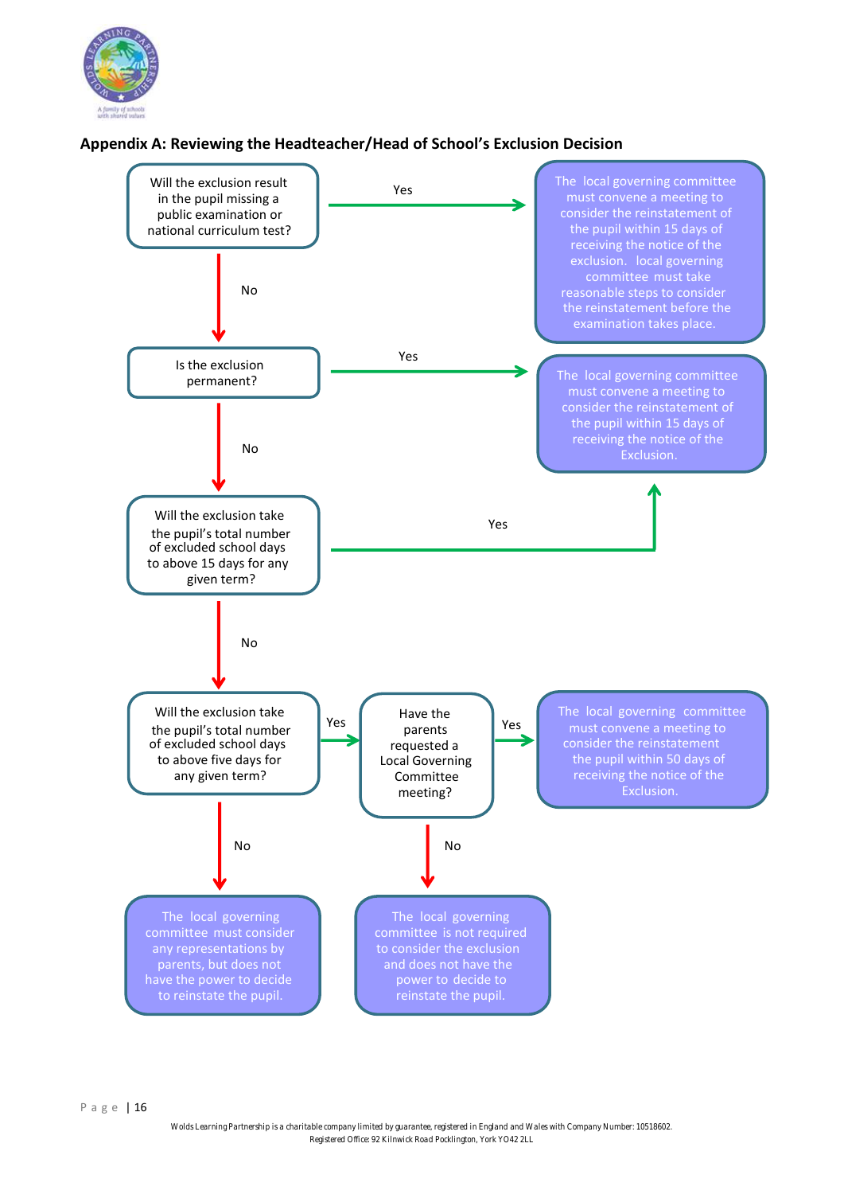## Appendix A: Reviewing the Headteacher/Head of School's Exclusion Decision

**Will the exclusion result in the pupil missing a public examination or national curriculum test?**

- **Yes** → The local governing committee must convene a meeting to consider the reinstatement of the pupil within 15 days of receiving the notice of the exclusion. local governing committee must take reasonable steps to consider the reinstatement before the examination takes place.
- **No** → Is the exclusion permanent?

**Is the exclusion permanent?**

- **Yes** → The local governing committee must convene a meeting to consider the reinstatement of the pupil within 15 days of receiving the notice of the Exclusion.
- **No** → Will the exclusion take the pupil's total number of excluded school days to above 15 days for any given term?

**Will the exclusion take the pupil's total number of excluded school days to above 15 days for any given term?**

- **Yes** → The local governing committee must convene a meeting to consider the reinstatement of the pupil within 15 days of receiving the notice of the Exclusion.
- **No** → Will the exclusion take the pupil's total number of excluded school days to above five days for any given term?

**Will the exclusion take the pupil's total number of excluded school days to above five days for any given term?**

- **Yes** → Have the parents requested a Local Governing Committee meeting?
- **No** → The local governing committee must consider any representations by parents, but does not have the power to decide to reinstate the pupil.

**Have the parents requested a Local Governing Committee meeting?**

- **Yes** → The local governing committee must convene a meeting to consider the reinstatement the pupil within 50 days of receiving the notice of the Exclusion.
- **No** → The local governing committee is not required to consider the exclusion and does not have the power to decide to reinstate the pupil.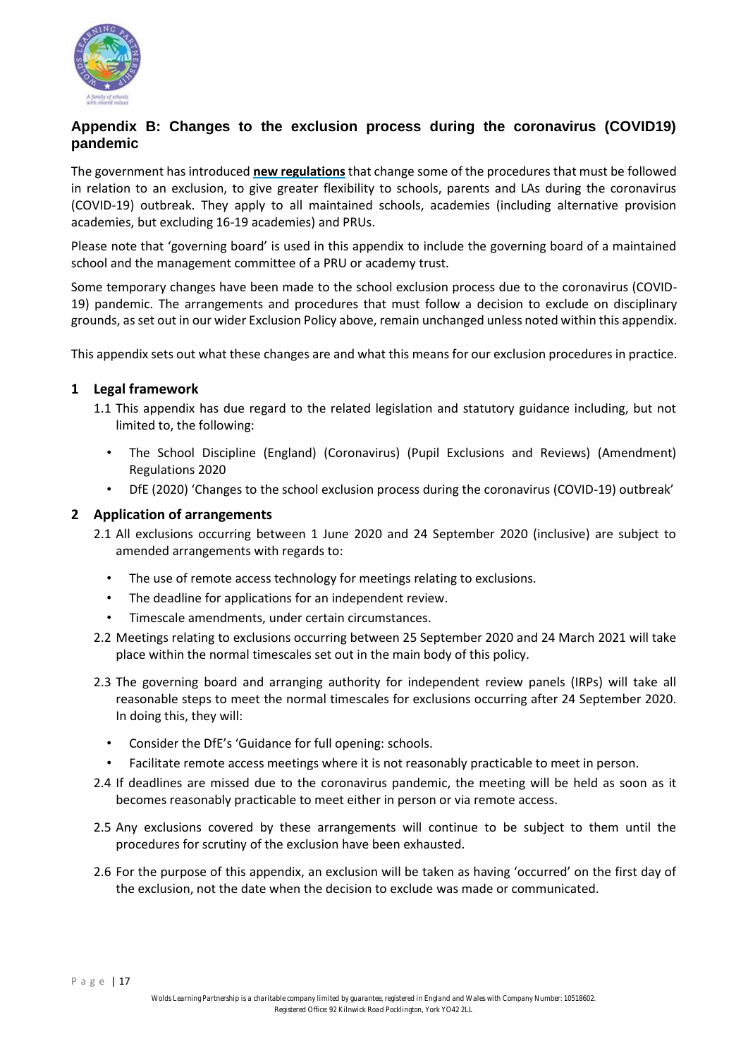## Appendix B: Changes to the exclusion process during the coronavirus (COVID19) pandemic

The government has introduced **new regulations** that change some of the procedures that must be followed in relation to an exclusion, to give greater flexibility to schools, parents and LAs during the coronavirus (COVID-19) outbreak. They apply to all maintained schools, academies (including alternative provision academies, but excluding 16-19 academies) and PRUs.

Please note that 'governing board' is used in this appendix to include the governing board of a maintained school and the management committee of a PRU or academy trust.

Some temporary changes have been made to the school exclusion process due to the coronavirus (COVID-19) pandemic. The arrangements and procedures that must follow a decision to exclude on disciplinary grounds, as set out in our wider Exclusion Policy above, remain unchanged unless noted within this appendix.

This appendix sets out what these changes are and what this means for our exclusion procedures in practice.

### 1 Legal framework

1.1 This appendix has due regard to the related legislation and statutory guidance including, but not limited to, the following:

- The School Discipline (England) (Coronavirus) (Pupil Exclusions and Reviews) (Amendment) Regulations 2020
- DfE (2020) 'Changes to the school exclusion process during the coronavirus (COVID-19) outbreak'

### 2 Application of arrangements

2.1 All exclusions occurring between 1 June 2020 and 24 September 2020 (inclusive) are subject to amended arrangements with regards to:

- The use of remote access technology for meetings relating to exclusions.
- The deadline for applications for an independent review.
- Timescale amendments, under certain circumstances.

2.2 Meetings relating to exclusions occurring between 25 September 2020 and 24 March 2021 will take place within the normal timescales set out in the main body of this policy.

2.3 The governing board and arranging authority for independent review panels (IRPs) will take all reasonable steps to meet the normal timescales for exclusions occurring after 24 September 2020. In doing this, they will:

- Consider the DfE's 'Guidance for full opening: schools.
- Facilitate remote access meetings where it is not reasonably practicable to meet in person.

2.4 If deadlines are missed due to the coronavirus pandemic, the meeting will be held as soon as it becomes reasonably practicable to meet either in person or via remote access.

2.5 Any exclusions covered by these arrangements will continue to be subject to them until the procedures for scrutiny of the exclusion have been exhausted.

2.6 For the purpose of this appendix, an exclusion will be taken as having 'occurred' on the first day of the exclusion, not the date when the decision to exclude was made or communicated.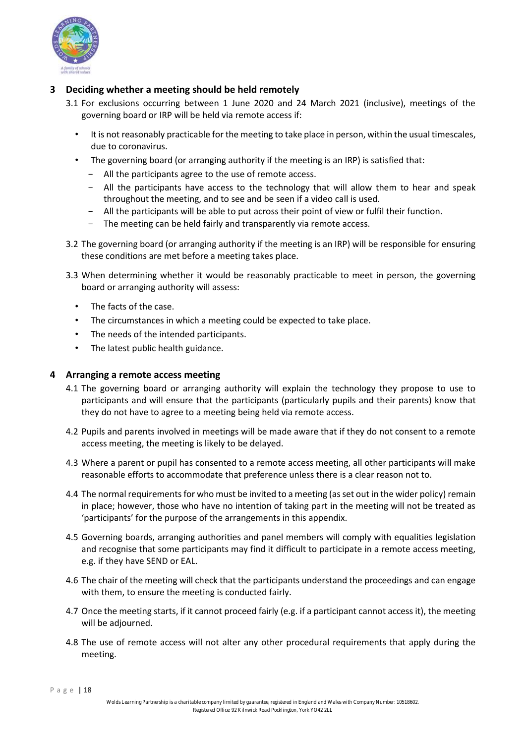## 3 Deciding whether a meeting should be held remotely

3.1 For exclusions occurring between 1 June 2020 and 24 March 2021 (inclusive), meetings of the governing board or IRP will be held via remote access if:

- It is not reasonably practicable for the meeting to take place in person, within the usual timescales, due to coronavirus.
- The governing board (or arranging authority if the meeting is an IRP) is satisfied that:
  - All the participants agree to the use of remote access.
  - All the participants have access to the technology that will allow them to hear and speak throughout the meeting, and to see and be seen if a video call is used.
  - All the participants will be able to put across their point of view or fulfil their function.
  - The meeting can be held fairly and transparently via remote access.

3.2 The governing board (or arranging authority if the meeting is an IRP) will be responsible for ensuring these conditions are met before a meeting takes place.

3.3 When determining whether it would be reasonably practicable to meet in person, the governing board or arranging authority will assess:

- The facts of the case.
- The circumstances in which a meeting could be expected to take place.
- The needs of the intended participants.
- The latest public health guidance.

## 4 Arranging a remote access meeting

4.1 The governing board or arranging authority will explain the technology they propose to use to participants and will ensure that the participants (particularly pupils and their parents) know that they do not have to agree to a meeting being held via remote access.

4.2 Pupils and parents involved in meetings will be made aware that if they do not consent to a remote access meeting, the meeting is likely to be delayed.

4.3 Where a parent or pupil has consented to a remote access meeting, all other participants will make reasonable efforts to accommodate that preference unless there is a clear reason not to.

4.4 The normal requirements for who must be invited to a meeting (as set out in the wider policy) remain in place; however, those who have no intention of taking part in the meeting will not be treated as 'participants' for the purpose of the arrangements in this appendix.

4.5 Governing boards, arranging authorities and panel members will comply with equalities legislation and recognise that some participants may find it difficult to participate in a remote access meeting, e.g. if they have SEND or EAL.

4.6 The chair of the meeting will check that the participants understand the proceedings and can engage with them, to ensure the meeting is conducted fairly.

4.7 Once the meeting starts, if it cannot proceed fairly (e.g. if a participant cannot access it), the meeting will be adjourned.

4.8 The use of remote access will not alter any other procedural requirements that apply during the meeting.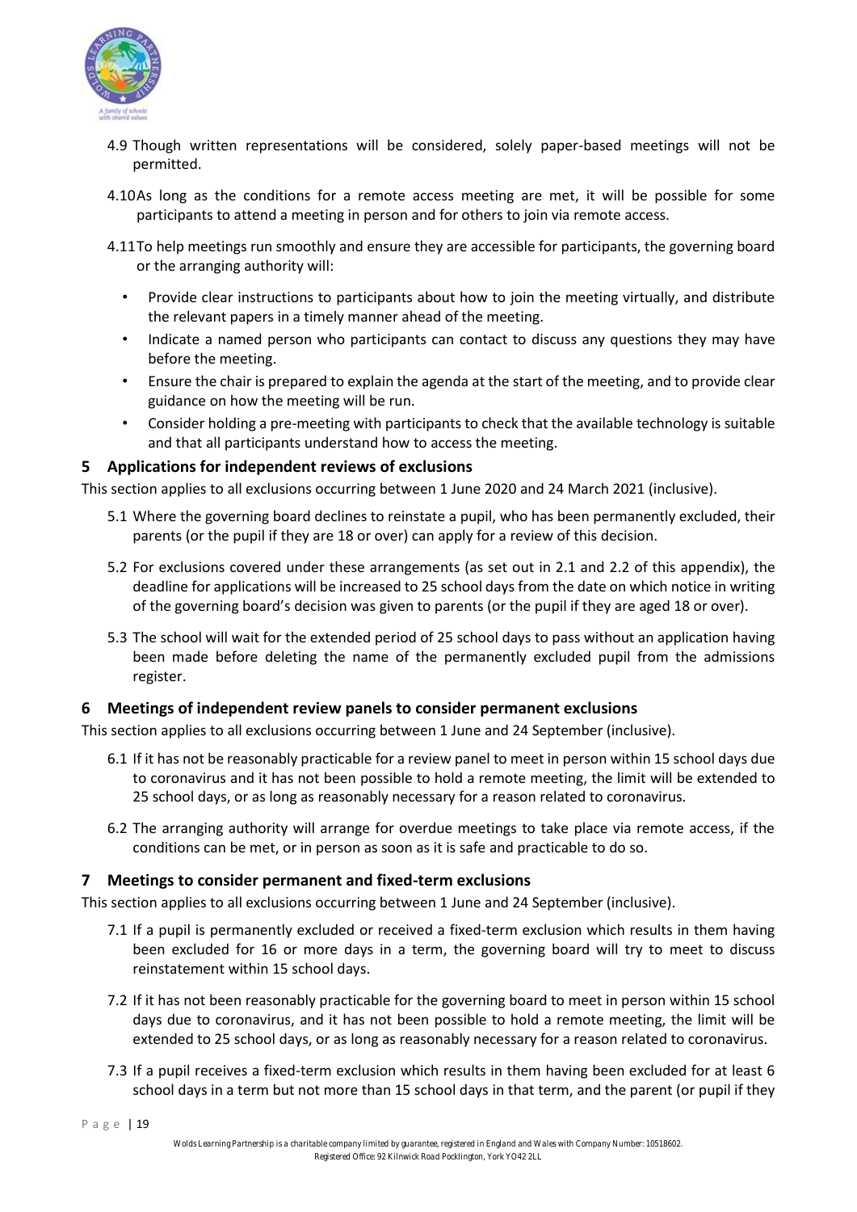4.9 Though written representations will be considered, solely paper-based meetings will not be permitted.

4.10 As long as the conditions for a remote access meeting are met, it will be possible for some participants to attend a meeting in person and for others to join via remote access.

4.11 To help meetings run smoothly and ensure they are accessible for participants, the governing board or the arranging authority will:

- Provide clear instructions to participants about how to join the meeting virtually, and distribute the relevant papers in a timely manner ahead of the meeting.
- Indicate a named person who participants can contact to discuss any questions they may have before the meeting.
- Ensure the chair is prepared to explain the agenda at the start of the meeting, and to provide clear guidance on how the meeting will be run.
- Consider holding a pre-meeting with participants to check that the available technology is suitable and that all participants understand how to access the meeting.

## 5 Applications for independent reviews of exclusions

This section applies to all exclusions occurring between 1 June 2020 and 24 March 2021 (inclusive).

5.1 Where the governing board declines to reinstate a pupil, who has been permanently excluded, their parents (or the pupil if they are 18 or over) can apply for a review of this decision.

5.2 For exclusions covered under these arrangements (as set out in 2.1 and 2.2 of this appendix), the deadline for applications will be increased to 25 school days from the date on which notice in writing of the governing board's decision was given to parents (or the pupil if they are aged 18 or over).

5.3 The school will wait for the extended period of 25 school days to pass without an application having been made before deleting the name of the permanently excluded pupil from the admissions register.

## 6 Meetings of independent review panels to consider permanent exclusions

This section applies to all exclusions occurring between 1 June and 24 September (inclusive).

6.1 If it has not be reasonably practicable for a review panel to meet in person within 15 school days due to coronavirus and it has not been possible to hold a remote meeting, the limit will be extended to 25 school days, or as long as reasonably necessary for a reason related to coronavirus.

6.2 The arranging authority will arrange for overdue meetings to take place via remote access, if the conditions can be met, or in person as soon as it is safe and practicable to do so.

## 7 Meetings to consider permanent and fixed-term exclusions

This section applies to all exclusions occurring between 1 June and 24 September (inclusive).

7.1 If a pupil is permanently excluded or received a fixed-term exclusion which results in them having been excluded for 16 or more days in a term, the governing board will try to meet to discuss reinstatement within 15 school days.

7.2 If it has not been reasonably practicable for the governing board to meet in person within 15 school days due to coronavirus, and it has not been possible to hold a remote meeting, the limit will be extended to 25 school days, or as long as reasonably necessary for a reason related to coronavirus.

7.3 If a pupil receives a fixed-term exclusion which results in them having been excluded for at least 6 school days in a term but not more than 15 school days in that term, and the parent (or pupil if they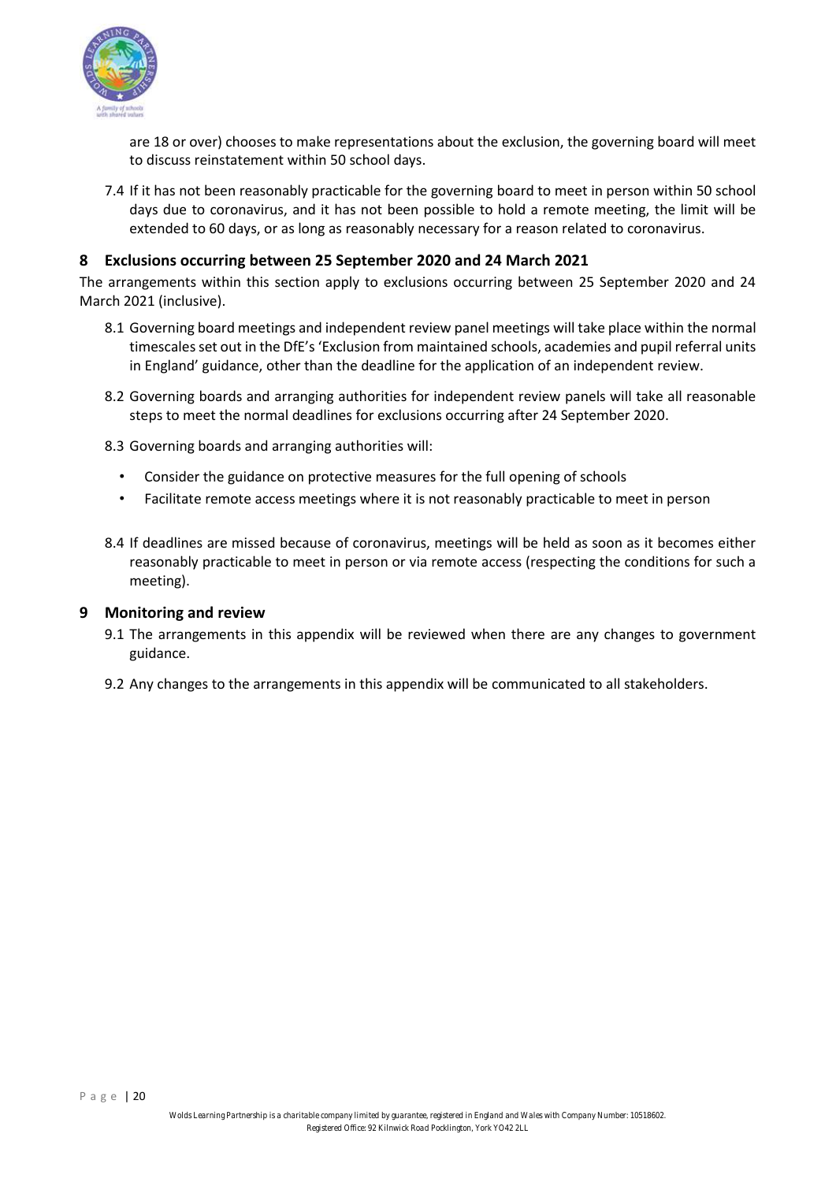are 18 or over) chooses to make representations about the exclusion, the governing board will meet to discuss reinstatement within 50 school days.

7.4 If it has not been reasonably practicable for the governing board to meet in person within 50 school days due to coronavirus, and it has not been possible to hold a remote meeting, the limit will be extended to 60 days, or as long as reasonably necessary for a reason related to coronavirus.

## 8 Exclusions occurring between 25 September 2020 and 24 March 2021

The arrangements within this section apply to exclusions occurring between 25 September 2020 and 24 March 2021 (inclusive).

8.1 Governing board meetings and independent review panel meetings will take place within the normal timescales set out in the DfE's 'Exclusion from maintained schools, academies and pupil referral units in England' guidance, other than the deadline for the application of an independent review.

8.2 Governing boards and arranging authorities for independent review panels will take all reasonable steps to meet the normal deadlines for exclusions occurring after 24 September 2020.

8.3 Governing boards and arranging authorities will:

- Consider the guidance on protective measures for the full opening of schools
- Facilitate remote access meetings where it is not reasonably practicable to meet in person

8.4 If deadlines are missed because of coronavirus, meetings will be held as soon as it becomes either reasonably practicable to meet in person or via remote access (respecting the conditions for such a meeting).

## 9 Monitoring and review

9.1 The arrangements in this appendix will be reviewed when there are any changes to government guidance.

9.2 Any changes to the arrangements in this appendix will be communicated to all stakeholders.

Wolds Learning Partnership is a charitable company limited by guarantee, registered in England and Wales with Company Number: 10518602.
Registered Office: 92 Kilnwick Road Pocklington, York YO42 2LL